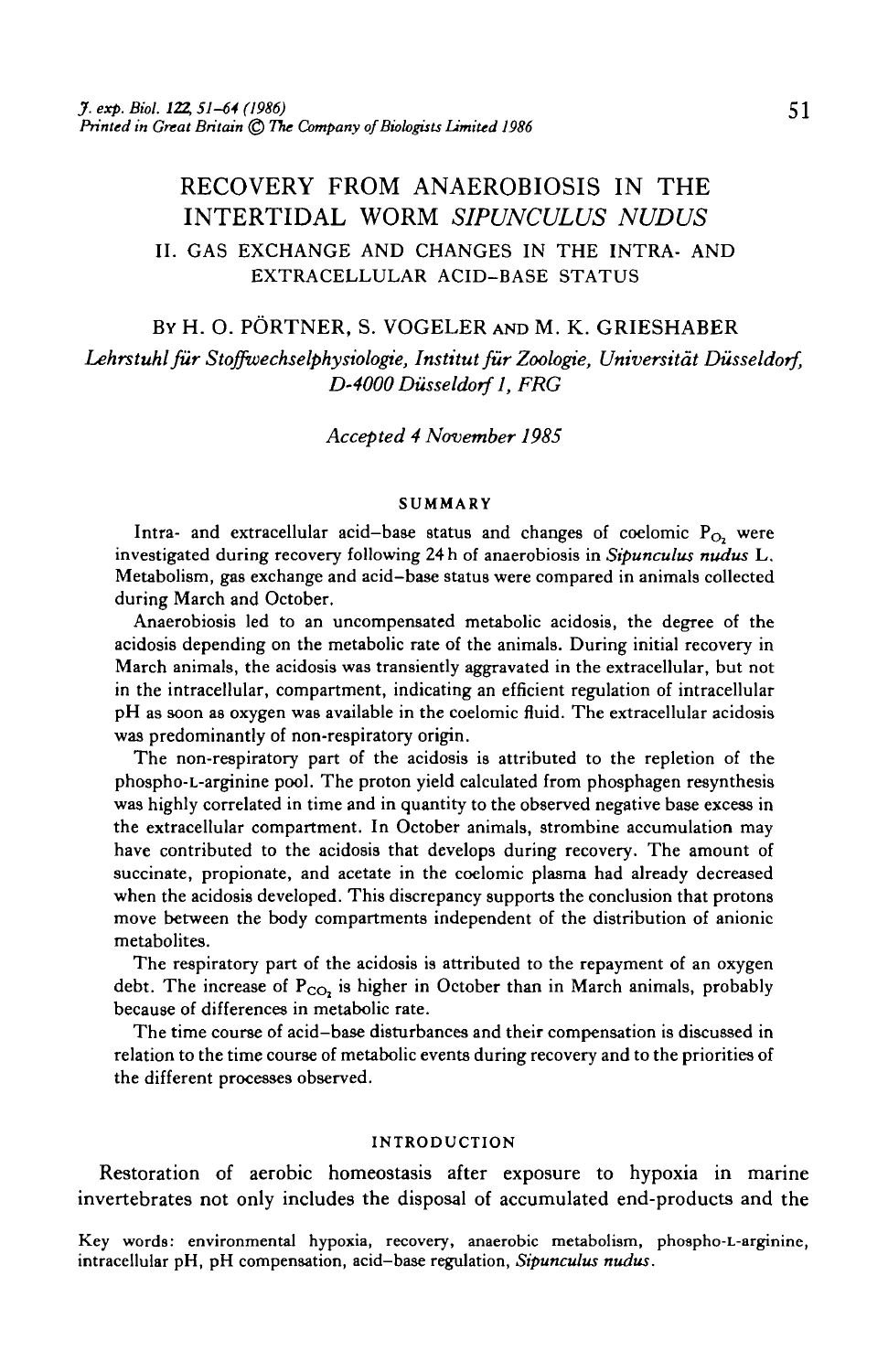# RECOVERY FROM ANAEROBIOSIS IN THE INTERTIDAL WORM *SIPUNCULUS NUDUS*

## II. GAS EXCHANGE AND CHANGES IN THE INTRA- AND EXTRACELLULAR ACID–BASE STATUS

By H. O. PÖRTNER, S. VOGELER AND M. K. GRIESHABER

*Lehrstuhl für Stoffwechselphysiologie, Institut für Zoologie, Universität Düsseldorf, D-4000 Düsseldorf 1, FRG*

*Accepted 4 November 1985*

### SUMMARY

Intra- and extracellular acid–base status and changes of coelomic $P_{O_2}$ were investigated during recovery following 24 h of anaerobiosis in *Sipunculus nudus* L. Metabolism, gas exchange and acid–base status were compared in animals collected during March and October.

Anaerobiosis led to an uncompensated metabolic acidosis, the degree of the acidosis depending on the metabolic rate of the animals. During initial recovery in March animals, the acidosis was transiently aggravated in the extracellular, but not in the intracellular, compartment, indicating an efficient regulation of intracellular pH as soon as oxygen was available in the coelomic fluid. The extracellular acidosis was predominantly of non-respiratory origin.

The non-respiratory part of the acidosis is attributed to the repletion of the phospho-L-arginine pool. The proton yield calculated from phosphagen resynthesis was highly correlated in time and in quantity to the observed negative base excess in the extracellular compartment. In October animals, strombine accumulation may have contributed to the acidosis that develops during recovery. The amount of succinate, propionate, and acetate in the coelomic plasma had already decreased when the acidosis developed. This discrepancy supports the conclusion that protons move between the body compartments independent of the distribution of anionic metabolites.

The respiratory part of the acidosis is attributed to the repayment of an oxygen debt. The increase of $P_{CO_2}$ is higher in October than in March animals, probably because of differences in metabolic rate.

The time course of acid–base disturbances and their compensation is discussed in relation to the time course of metabolic events during recovery and to the priorities of the different processes observed.

### INTRODUCTION

Restoration of aerobic homeostasis after exposure to hypoxia in marine invertebrates not only includes the disposal of accumulated end-products and the

Key words: environmental hypoxia, recovery, anaerobic metabolism, phospho-L-arginine, intracellular pH, pH compensation, acid–base regulation, *Sipunculus nudus*.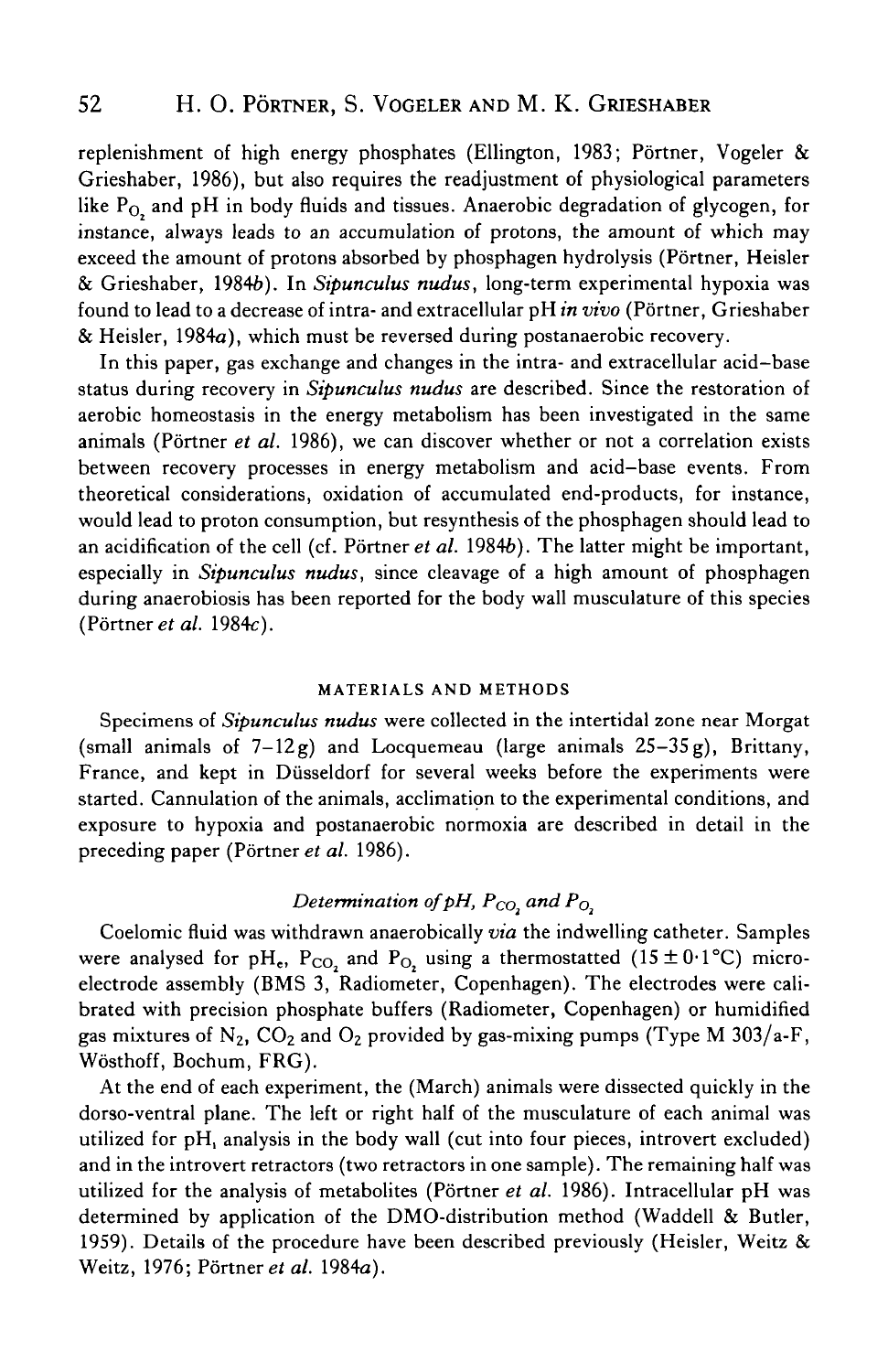replenishment of high energy phosphates (Ellington, 1983; Pörtner, Vogeler & Grieshaber, 1986), but also requires the readjustment of physiological parameters like $P_{O_2}$ and pH in body fluids and tissues. Anaerobic degradation of glycogen, for instance, always leads to an accumulation of protons, the amount of which may exceed the amount of protons absorbed by phosphagen hydrolysis (Pörtner, Heisler & Grieshaber, 1984*b*). In *Sipunculus nudus*, long-term experimental hypoxia was found to lead to a decrease of intra- and extracellular pH *in vivo* (Pörtner, Grieshaber & Heisler, 1984*a*), which must be reversed during postanaerobic recovery.

In this paper, gas exchange and changes in the intra- and extracellular acid–base status during recovery in *Sipunculus nudus* are described. Since the restoration of aerobic homeostasis in the energy metabolism has been investigated in the same animals (Pörtner *et al.* 1986), we can discover whether or not a correlation exists between recovery processes in energy metabolism and acid–base events. From theoretical considerations, oxidation of accumulated end-products, for instance, would lead to proton consumption, but resynthesis of the phosphagen should lead to an acidification of the cell (cf. Pörtner *et al.* 1984*b*). The latter might be important, especially in *Sipunculus nudus*, since cleavage of a high amount of phosphagen during anaerobiosis has been reported for the body wall musculature of this species (Pörtner *et al.* 1984*c*).

## MATERIALS AND METHODS

Specimens of *Sipunculus nudus* were collected in the intertidal zone near Morgat (small animals of 7–12 g) and Locquemeau (large animals 25–35 g), Brittany, France, and kept in Düsseldorf for several weeks before the experiments were started. Cannulation of the animals, acclimation to the experimental conditions, and exposure to hypoxia and postanaerobic normoxia are described in detail in the preceding paper (Pörtner *et al.* 1986).

### *Determination of pH, $P_{CO_2}$ and $P_{O_2}$*

Coelomic fluid was withdrawn anaerobically *via* the indwelling catheter. Samples were analysed for $pH_e$, $P_{CO_2}$ and $P_{O_2}$ using a thermostatted (15 ± 0·1 °C) microelectrode assembly (BMS 3, Radiometer, Copenhagen). The electrodes were calibrated with precision phosphate buffers (Radiometer, Copenhagen) or humidified gas mixtures of $N_2$, $CO_2$ and $O_2$ provided by gas-mixing pumps (Type M 303/a-F, Wösthoff, Bochum, FRG).

At the end of each experiment, the (March) animals were dissected quickly in the dorso-ventral plane. The left or right half of the musculature of each animal was utilized for $pH_i$ analysis in the body wall (cut into four pieces, introvert excluded) and in the introvert retractors (two retractors in one sample). The remaining half was utilized for the analysis of metabolites (Pörtner *et al.* 1986). Intracellular pH was determined by application of the DMO-distribution method (Waddell & Butler, 1959). Details of the procedure have been described previously (Heisler, Weitz & Weitz, 1976; Pörtner *et al.* 1984*a*).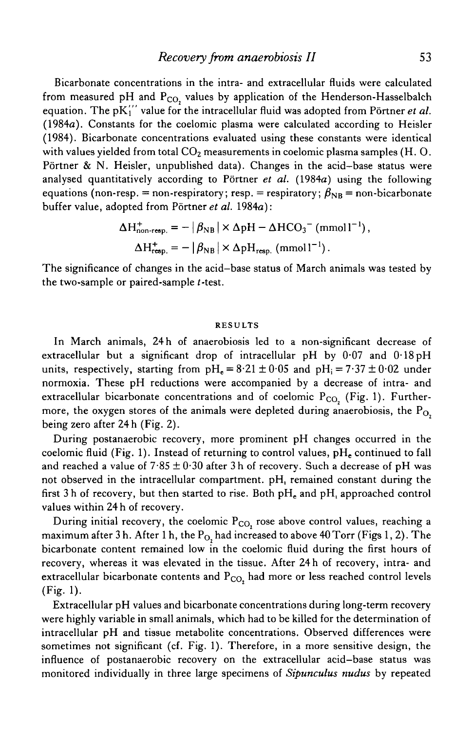Bicarbonate concentrations in the intra- and extracellular fluids were calculated from measured pH and $P_{CO_2}$ values by application of the Henderson-Hasselbalch equation. The $pK_1'''$ value for the intracellular fluid was adopted from Pörtner *et al.* (1984*a*). Constants for the coelomic plasma were calculated according to Heisler (1984). Bicarbonate concentrations evaluated using these constants were identical with values yielded from total $CO_2$ measurements in coelomic plasma samples (H. O. Pörtner & N. Heisler, unpublished data). Changes in the acid–base status were analysed quantitatively according to Pörtner *et al.* (1984*a*) using the following equations (non-resp. = non-respiratory; resp. = respiratory; $\beta_{NB}$ = non-bicarbonate buffer value, adopted from Pörtner *et al.* 1984*a*):

$$\Delta H^+_{non\text{-}resp.} = -\,|\beta_{NB}| \times \Delta pH - \Delta HCO_3^- \ (\mathrm{mmol\,l^{-1}}),$$

$$\Delta H^+_{resp.} = -\,|\beta_{NB}| \times \Delta pH_{resp.} \ (\mathrm{mmol\,l^{-1}}).$$

The significance of changes in the acid–base status of March animals was tested by the two-sample or paired-sample *t*-test.

## RESULTS

In March animals, 24 h of anaerobiosis led to a non-significant decrease of extracellular but a significant drop of intracellular pH by 0·07 and 0·18 pH units, respectively, starting from $pH_e = 8{\cdot}21 \pm 0{\cdot}05$ and $pH_i = 7{\cdot}37 \pm 0{\cdot}02$ under normoxia. These pH reductions were accompanied by a decrease of intra- and extracellular bicarbonate concentrations and of coelomic $P_{CO_2}$ (Fig. 1). Furthermore, the oxygen stores of the animals were depleted during anaerobiosis, the $P_{O_2}$ being zero after 24 h (Fig. 2).

During postanaerobic recovery, more prominent pH changes occurred in the coelomic fluid (Fig. 1). Instead of returning to control values, $pH_e$ continued to fall and reached a value of $7{\cdot}85 \pm 0{\cdot}30$ after 3 h of recovery. Such a decrease of pH was not observed in the intracellular compartment. $pH_i$ remained constant during the first 3 h of recovery, but then started to rise. Both $pH_e$ and $pH_i$ approached control values within 24 h of recovery.

During initial recovery, the coelomic $P_{CO_2}$ rose above control values, reaching a maximum after 3 h. After 1 h, the $P_{O_2}$ had increased to above 40 Torr (Figs 1, 2). The bicarbonate content remained low in the coelomic fluid during the first hours of recovery, whereas it was elevated in the tissue. After 24 h of recovery, intra- and extracellular bicarbonate contents and $P_{CO_2}$ had more or less reached control levels (Fig. 1).

Extracellular pH values and bicarbonate concentrations during long-term recovery were highly variable in small animals, which had to be killed for the determination of intracellular pH and tissue metabolite concentrations. Observed differences were sometimes not significant (cf. Fig. 1). Therefore, in a more sensitive design, the influence of postanaerobic recovery on the extracellular acid–base status was monitored individually in three large specimens of *Sipunculus nudus* by repeated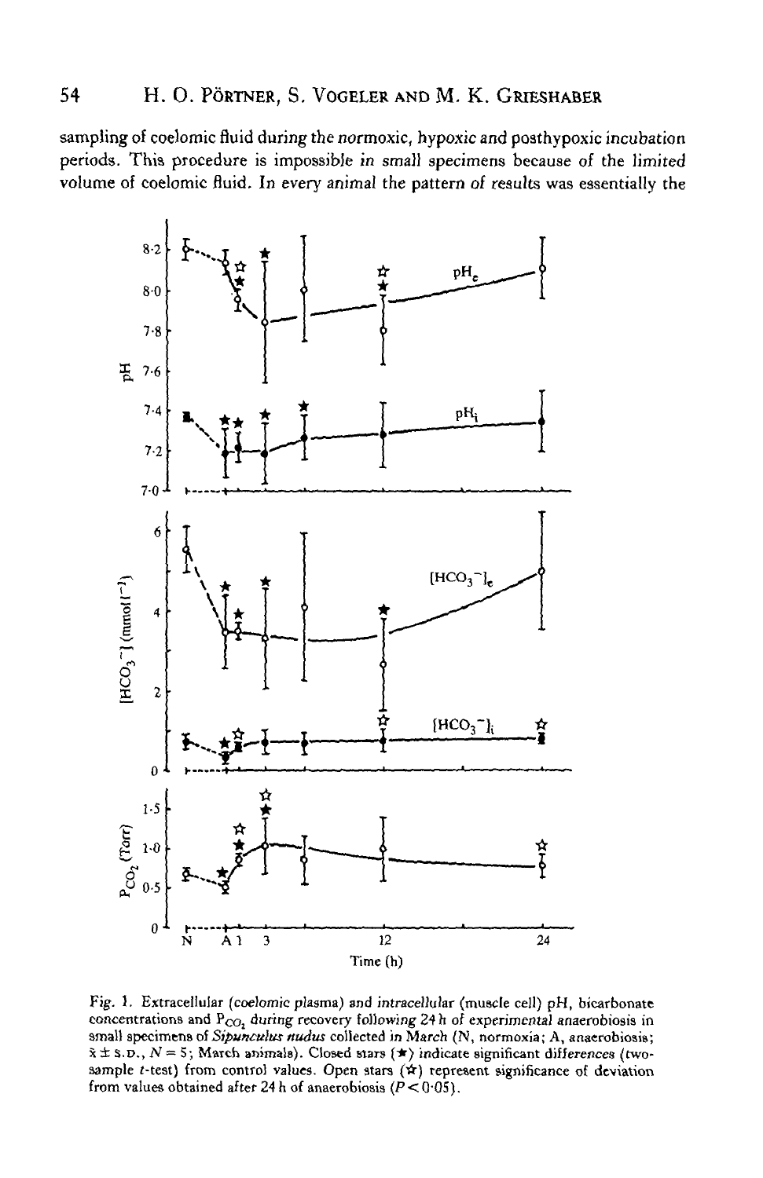sampling of coelomic fluid during the normoxic, hypoxic and posthypoxic incubation periods. This procedure is impossible in small specimens because of the limited volume of coelomic fluid. In every animal the pattern of results was essentially the

Fig. 1. Extracellular (coelomic plasma) and intracellular (muscle cell) pH, bicarbonate concentrations and $P_{CO_2}$ during recovery following 24 h of experimental anaerobiosis in small specimens of *Sipunculus nudus* collected in March (*N*, normoxia; A, anaerobiosis; $\bar{x} \pm$ S.D., $N = 5$; March animals). Closed stars (★) indicate significant differences (two-sample *t*-test) from control values. Open stars (☆) represent significance of deviation from values obtained after 24 h of anaerobiosis ($P < 0.05$).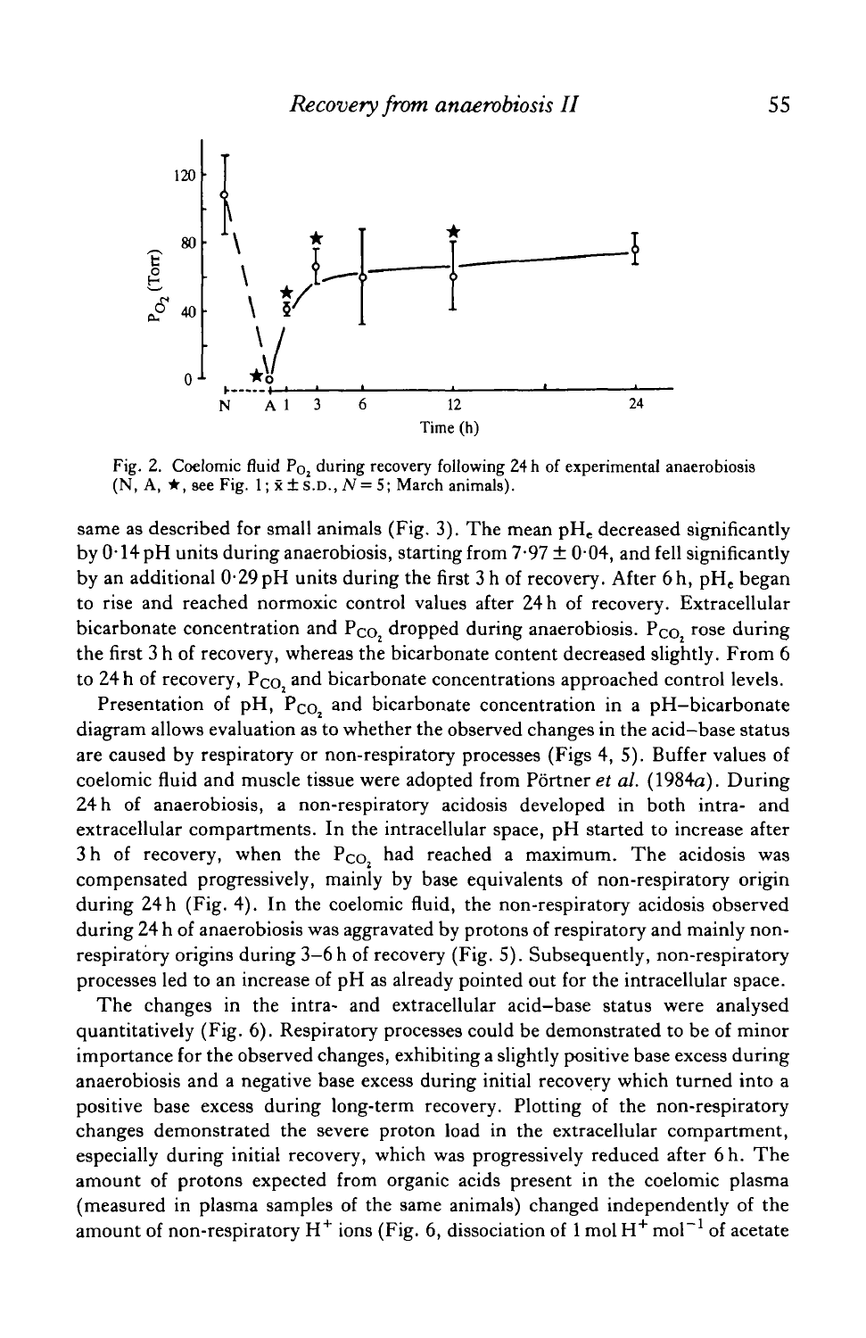Fig. 2. Coelomic fluid $P_{O_2}$ during recovery following 24 h of experimental anaerobiosis (N, A, ★, see Fig. 1; $\bar{x} \pm$ S.D., $N = 5$; March animals).

same as described for small animals (Fig. 3). The mean $pH_e$ decreased significantly by 0·14 pH units during anaerobiosis, starting from 7·97 ± 0·04, and fell significantly by an additional 0·29 pH units during the first 3 h of recovery. After 6 h, $pH_e$ began to rise and reached normoxic control values after 24 h of recovery. Extracellular bicarbonate concentration and $P_{CO_2}$ dropped during anaerobiosis. $P_{CO_2}$ rose during the first 3 h of recovery, whereas the bicarbonate content decreased slightly. From 6 to 24 h of recovery, $P_{CO_2}$ and bicarbonate concentrations approached control levels.

Presentation of pH, $P_{CO_2}$ and bicarbonate concentration in a pH–bicarbonate diagram allows evaluation as to whether the observed changes in the acid–base status are caused by respiratory or non-respiratory processes (Figs 4, 5). Buffer values of coelomic fluid and muscle tissue were adopted from Pörtner *et al.* (1984*a*). During 24 h of anaerobiosis, a non-respiratory acidosis developed in both intra- and extracellular compartments. In the intracellular space, pH started to increase after 3 h of recovery, when the $P_{CO_2}$ had reached a maximum. The acidosis was compensated progressively, mainly by base equivalents of non-respiratory origin during 24 h (Fig. 4). In the coelomic fluid, the non-respiratory acidosis observed during 24 h of anaerobiosis was aggravated by protons of respiratory and mainly non-respiratory origins during 3–6 h of recovery (Fig. 5). Subsequently, non-respiratory processes led to an increase of pH as already pointed out for the intracellular space.

The changes in the intra- and extracellular acid–base status were analysed quantitatively (Fig. 6). Respiratory processes could be demonstrated to be of minor importance for the observed changes, exhibiting a slightly positive base excess during anaerobiosis and a negative base excess during initial recovery which turned into a positive base excess during long-term recovery. Plotting of the non-respiratory changes demonstrated the severe proton load in the extracellular compartment, especially during initial recovery, which was progressively reduced after 6 h. The amount of protons expected from organic acids present in the coelomic plasma (measured in plasma samples of the same animals) changed independently of the amount of non-respiratory $H^+$ ions (Fig. 6, dissociation of 1 mol $H^+$ $mol^{-1}$ of acetate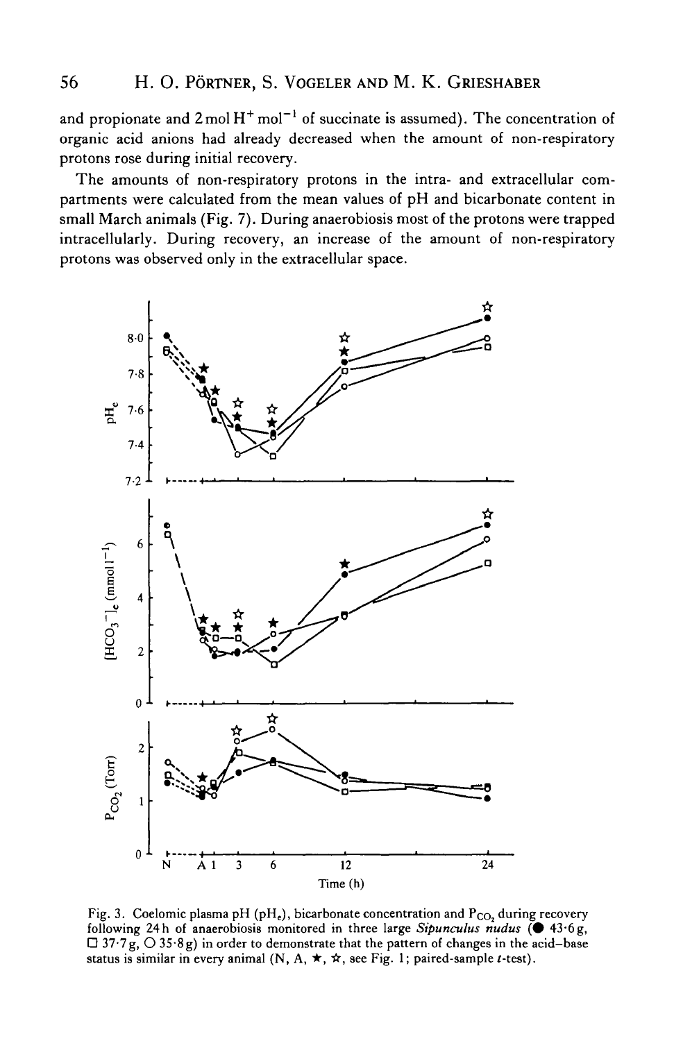and propionate and 2 mol $H^+$ $mol^{-1}$ of succinate is assumed). The concentration of organic acid anions had already decreased when the amount of non-respiratory protons rose during initial recovery.

The amounts of non-respiratory protons in the intra- and extracellular compartments were calculated from the mean values of pH and bicarbonate content in small March animals (Fig. 7). During anaerobiosis most of the protons were trapped intracellularly. During recovery, an increase of the amount of non-respiratory protons was observed only in the extracellular space.

Fig. 3. Coelomic plasma pH ($pH_e$), bicarbonate concentration and $P_{CO_2}$ during recovery following 24 h of anaerobiosis monitored in three large *Sipunculus nudus* (● 43·6 g, □ 37·7 g, ○ 35·8 g) in order to demonstrate that the pattern of changes in the acid–base status is similar in every animal (N, A, ★, ☆, see Fig. 1; paired-sample *t*-test).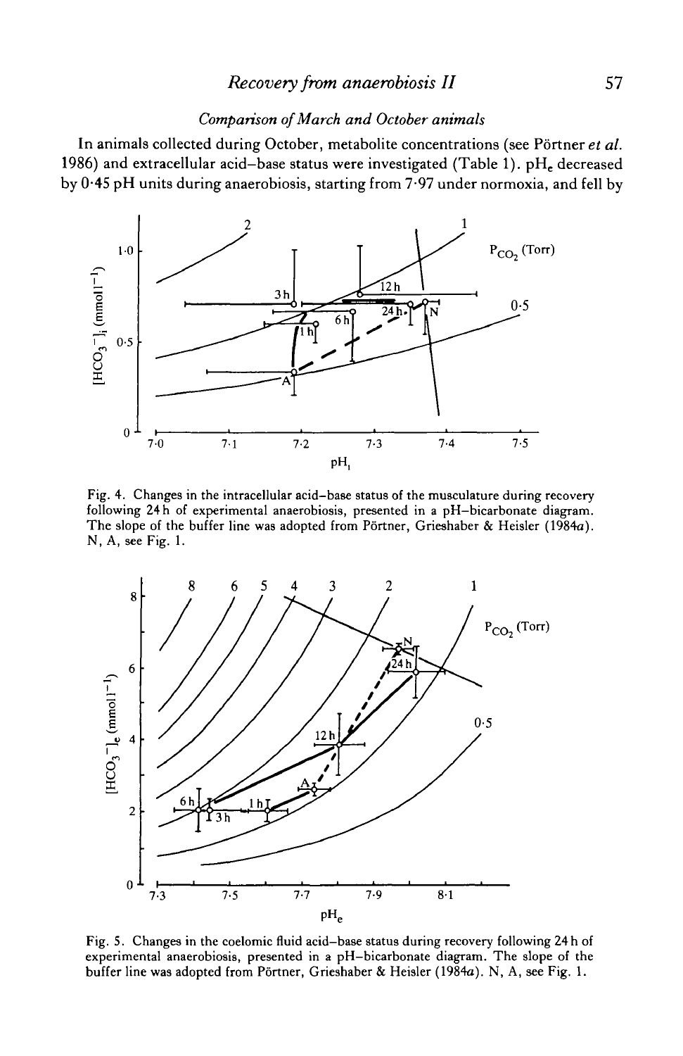### *Comparison of March and October animals*

In animals collected during October, metabolite concentrations (see Pörtner *et al.* 1986) and extracellular acid–base status were investigated (Table 1). $pH_e$ decreased by 0·45 pH units during anaerobiosis, starting from 7·97 under normoxia, and fell by

Fig. 4. Changes in the intracellular acid–base status of the musculature during recovery following 24 h of experimental anaerobiosis, presented in a pH–bicarbonate diagram. The slope of the buffer line was adopted from Pörtner, Grieshaber & Heisler (1984*a*). N, A, see Fig. 1.

Fig. 5. Changes in the coelomic fluid acid–base status during recovery following 24 h of experimental anaerobiosis, presented in a pH–bicarbonate diagram. The slope of the buffer line was adopted from Pörtner, Grieshaber & Heisler (1984*a*). N, A, see Fig. 1.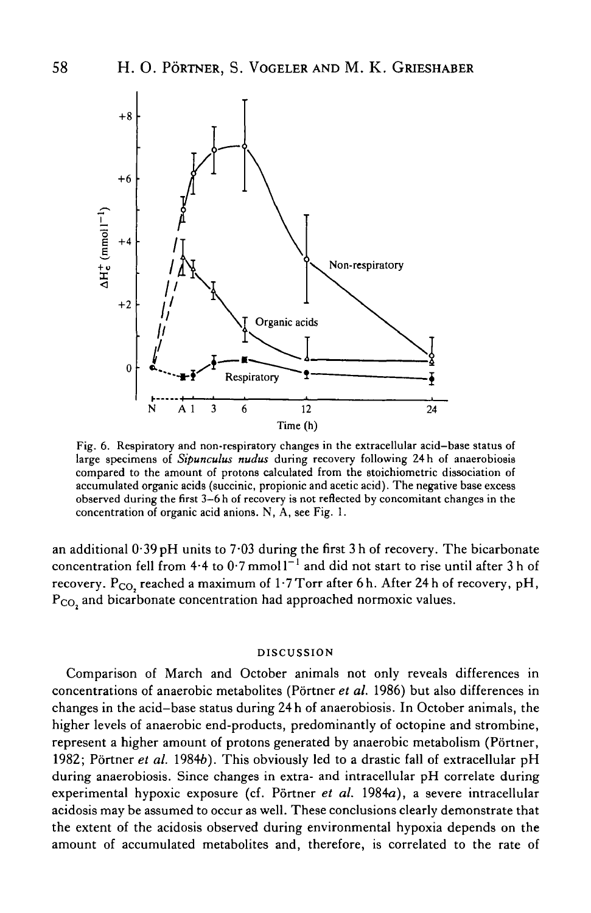Fig. 6. Respiratory and non-respiratory changes in the extracellular acid–base status of large specimens of *Sipunculus nudus* during recovery following 24 h of anaerobiosis compared to the amount of protons calculated from the stoichiometric dissociation of accumulated organic acids (succinic, propionic and acetic acid). The negative base excess observed during the first 3–6 h of recovery is not reflected by concomitant changes in the concentration of organic acid anions. N, A, see Fig. 1.

an additional 0·39 pH units to 7·03 during the first 3 h of recovery. The bicarbonate concentration fell from 4·4 to 0·7 mmol $l^{-1}$ and did not start to rise until after 3 h of recovery. $P_{CO_2}$ reached a maximum of 1·7 Torr after 6 h. After 24 h of recovery, pH, $P_{CO_2}$ and bicarbonate concentration had approached normoxic values.

## DISCUSSION

Comparison of March and October animals not only reveals differences in concentrations of anaerobic metabolites (Pörtner *et al.* 1986) but also differences in changes in the acid–base status during 24 h of anaerobiosis. In October animals, the higher levels of anaerobic end-products, predominantly of octopine and strombine, represent a higher amount of protons generated by anaerobic metabolism (Pörtner, 1982; Pörtner *et al.* 1984*b*). This obviously led to a drastic fall of extracellular pH during anaerobiosis. Since changes in extra- and intracellular pH correlate during experimental hypoxic exposure (cf. Pörtner *et al.* 1984*a*), a severe intracellular acidosis may be assumed to occur as well. These conclusions clearly demonstrate that the extent of the acidosis observed during environmental hypoxia depends on the amount of accumulated metabolites and, therefore, is correlated to the rate of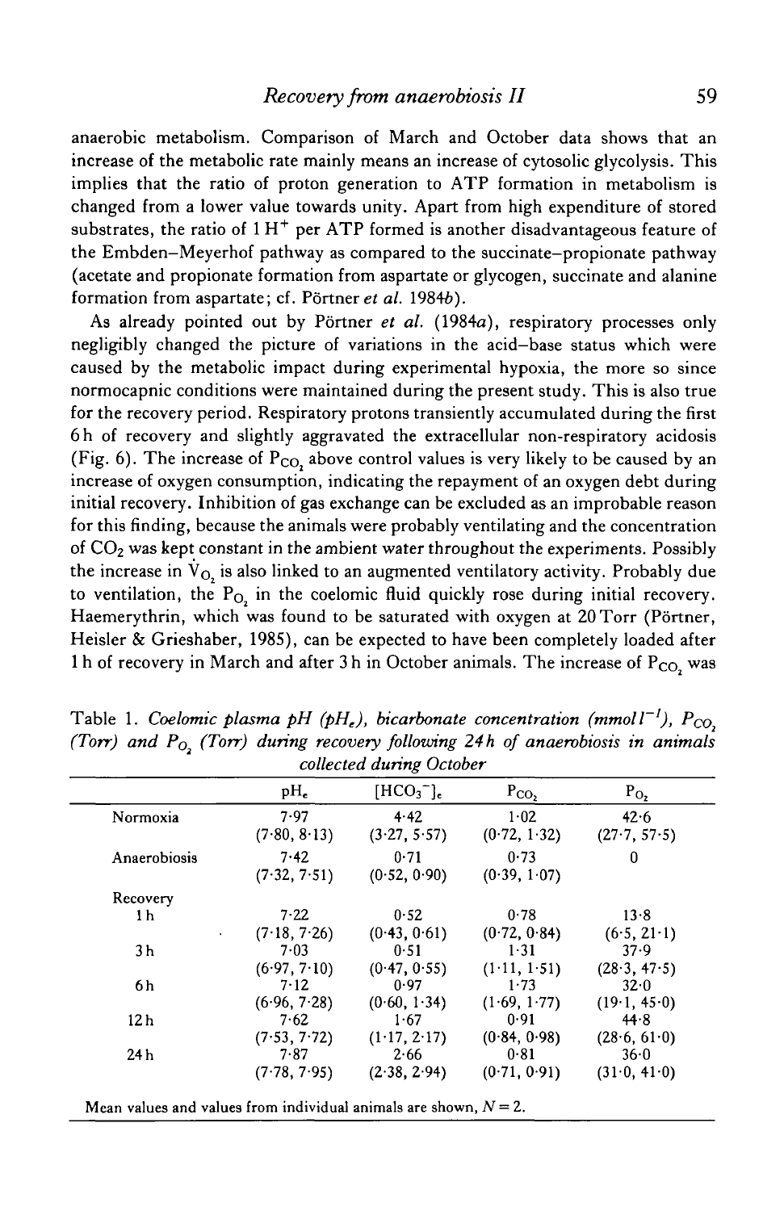anaerobic metabolism. Comparison of March and October data shows that an increase of the metabolic rate mainly means an increase of cytosolic glycolysis. This implies that the ratio of proton generation to ATP formation in metabolism is changed from a lower value towards unity. Apart from high expenditure of stored substrates, the ratio of $1\,H^+$ per ATP formed is another disadvantageous feature of the Embden–Meyerhof pathway as compared to the succinate–propionate pathway (acetate and propionate formation from aspartate or glycogen, succinate and alanine formation from aspartate; cf. Pörtner *et al.* 1984*b*).

As already pointed out by Pörtner *et al.* (1984*a*), respiratory processes only negligibly changed the picture of variations in the acid–base status which were caused by the metabolic impact during experimental hypoxia, the more so since normocapnic conditions were maintained during the present study. This is also true for the recovery period. Respiratory protons transiently accumulated during the first 6 h of recovery and slightly aggravated the extracellular non-respiratory acidosis (Fig. 6). The increase of $P_{CO_2}$ above control values is very likely to be caused by an increase of oxygen consumption, indicating the repayment of an oxygen debt during initial recovery. Inhibition of gas exchange can be excluded as an improbable reason for this finding, because the animals were probably ventilating and the concentration of $CO_2$ was kept constant in the ambient water throughout the experiments. Possibly the increase in $\dot{V}_{O_2}$ is also linked to an augmented ventilatory activity. Probably due to ventilation, the $P_{O_2}$ in the coelomic fluid quickly rose during initial recovery. Haemerythrin, which was found to be saturated with oxygen at 20 Torr (Pörtner, Heisler & Grieshaber, 1985), can be expected to have been completely loaded after 1 h of recovery in March and after 3 h in October animals. The increase of $P_{CO_2}$ was

Table 1. *Coelomic plasma pH ($pH_e$), bicarbonate concentration ($mmol\,l^{-1}$), $P_{CO_2}$ (Torr) and $P_{O_2}$ (Torr) during recovery following 24 h of anaerobiosis in animals collected during October*

| | $pH_e$ | $[HCO_3^-]_e$ | $P_{CO_2}$ | $P_{O_2}$ |
|---|---|---|---|---|
| Normoxia | 7·97 (7·80, 8·13) | 4·42 (3·27, 5·57) | 1·02 (0·72, 1·32) | 42·6 (27·7, 57·5) |
| Anaerobiosis | 7·42 (7·32, 7·51) | 0·71 (0·52, 0·90) | 0·73 (0·39, 1·07) | 0 |
| Recovery | | | | |
| 1 h | 7·22 (7·18, 7·26) | 0·52 (0·43, 0·61) | 0·78 (0·72, 0·84) | 13·8 (6·5, 21·1) |
| 3 h | 7·03 (6·97, 7·10) | 0·51 (0·47, 0·55) | 1·31 (1·11, 1·51) | 37·9 (28·3, 47·5) |
| 6 h | 7·12 (6·96, 7·28) | 0·97 (0·60, 1·34) | 1·73 (1·69, 1·77) | 32·0 (19·1, 45·0) |
| 12 h | 7·62 (7·53, 7·72) | 1·67 (1·17, 2·17) | 0·91 (0·84, 0·98) | 44·8 (28·6, 61·0) |
| 24 h | 7·87 (7·78, 7·95) | 2·66 (2·38, 2·94) | 0·81 (0·71, 0·91) | 36·0 (31·0, 41·0) |

Mean values and values from individual animals are shown, $N = 2$.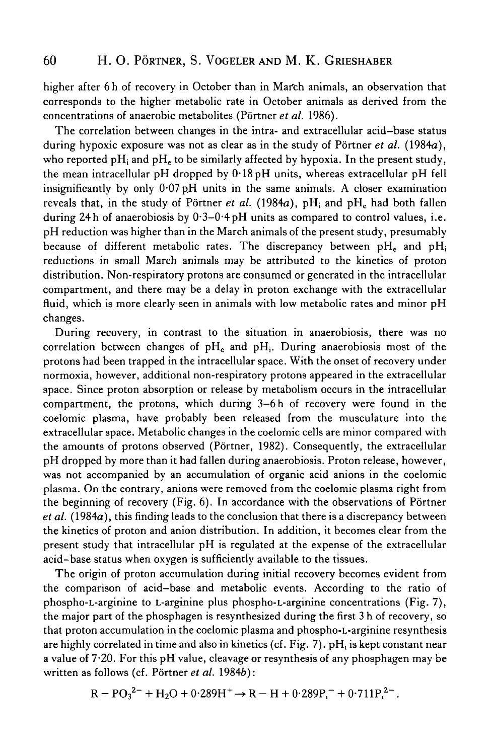higher after 6 h of recovery in October than in March animals, an observation that corresponds to the higher metabolic rate in October animals as derived from the concentrations of anaerobic metabolites (Pörtner *et al.* 1986).

The correlation between changes in the intra- and extracellular acid–base status during hypoxic exposure was not as clear as in the study of Pörtner *et al.* (1984*a*), who reported $pH_i$ and $pH_e$ to be similarly affected by hypoxia. In the present study, the mean intracellular pH dropped by 0·18 pH units, whereas extracellular pH fell insignificantly by only 0·07 pH units in the same animals. A closer examination reveals that, in the study of Pörtner *et al.* (1984*a*), $pH_i$ and $pH_e$ had both fallen during 24 h of anaerobiosis by 0·3–0·4 pH units as compared to control values, i.e. pH reduction was higher than in the March animals of the present study, presumably because of different metabolic rates. The discrepancy between $pH_e$ and $pH_i$ reductions in small March animals may be attributed to the kinetics of proton distribution. Non-respiratory protons are consumed or generated in the intracellular compartment, and there may be a delay in proton exchange with the extracellular fluid, which is more clearly seen in animals with low metabolic rates and minor pH changes.

During recovery, in contrast to the situation in anaerobiosis, there was no correlation between changes of $pH_e$ and $pH_i$. During anaerobiosis most of the protons had been trapped in the intracellular space. With the onset of recovery under normoxia, however, additional non-respiratory protons appeared in the extracellular space. Since proton absorption or release by metabolism occurs in the intracellular compartment, the protons, which during 3–6 h of recovery were found in the coelomic plasma, have probably been released from the musculature into the extracellular space. Metabolic changes in the coelomic cells are minor compared with the amounts of protons observed (Pörtner, 1982). Consequently, the extracellular pH dropped by more than it had fallen during anaerobiosis. Proton release, however, was not accompanied by an accumulation of organic acid anions in the coelomic plasma. On the contrary, anions were removed from the coelomic plasma right from the beginning of recovery (Fig. 6). In accordance with the observations of Pörtner *et al.* (1984*a*), this finding leads to the conclusion that there is a discrepancy between the kinetics of proton and anion distribution. In addition, it becomes clear from the present study that intracellular pH is regulated at the expense of the extracellular acid–base status when oxygen is sufficiently available to the tissues.

The origin of proton accumulation during initial recovery becomes evident from the comparison of acid–base and metabolic events. According to the ratio of phospho-L-arginine to L-arginine plus phospho-L-arginine concentrations (Fig. 7), the major part of the phosphagen is resynthesized during the first 3 h of recovery, so that proton accumulation in the coelomic plasma and phospho-L-arginine resynthesis are highly correlated in time and also in kinetics (cf. Fig. 7). $pH_i$ is kept constant near a value of 7·20. For this pH value, cleavage or resynthesis of any phosphagen may be written as follows (cf. Pörtner *et al.* 1984*b*):

$$R - PO_3^{2-} + H_2O + 0{\cdot}289H^+ \rightarrow R - H + 0{\cdot}289P_i^- + 0{\cdot}711P_i^{2-}.$$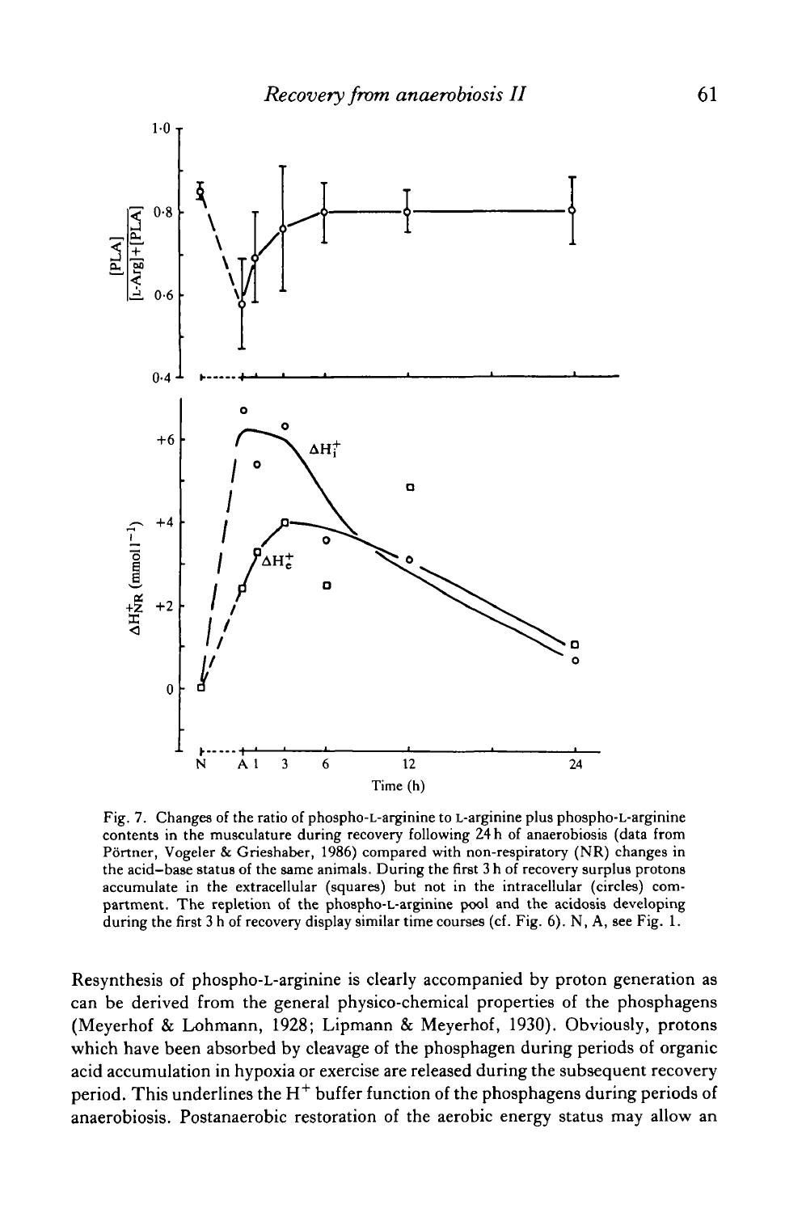Fig. 7. Changes of the ratio of phospho-L-arginine to L-arginine plus phospho-L-arginine contents in the musculature during recovery following 24 h of anaerobiosis (data from Pörtner, Vogeler & Grieshaber, 1986) compared with non-respiratory (NR) changes in the acid–base status of the same animals. During the first 3 h of recovery surplus protons accumulate in the extracellular (squares) but not in the intracellular (circles) compartment. The repletion of the phospho-L-arginine pool and the acidosis developing during the first 3 h of recovery display similar time courses (cf. Fig. 6). N, A, see Fig. 1.

Resynthesis of phospho-L-arginine is clearly accompanied by proton generation as can be derived from the general physico-chemical properties of the phosphagens (Meyerhof & Lohmann, 1928; Lipmann & Meyerhof, 1930). Obviously, protons which have been absorbed by cleavage of the phosphagen during periods of organic acid accumulation in hypoxia or exercise are released during the subsequent recovery period. This underlines the $H^+$ buffer function of the phosphagens during periods of anaerobiosis. Postanaerobic restoration of the aerobic energy status may allow an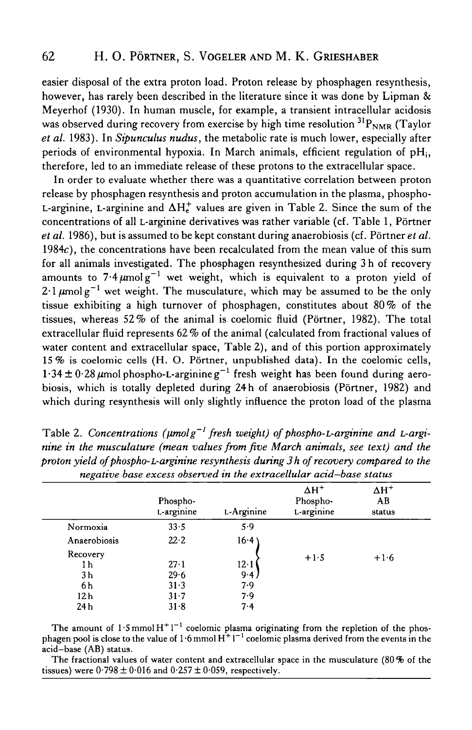easier disposal of the extra proton load. Proton release by phosphagen resynthesis, however, has rarely been described in the literature since it was done by Lipman & Meyerhof (1930). In human muscle, for example, a transient intracellular acidosis was observed during recovery from exercise by high time resolution $^{31}P_{NMR}$ (Taylor *et al.* 1983). In *Sipunculus nudus*, the metabolic rate is much lower, especially after periods of environmental hypoxia. In March animals, efficient regulation of $pH_i$, therefore, led to an immediate release of these protons to the extracellular space.

In order to evaluate whether there was a quantitative correlation between proton release by phosphagen resynthesis and proton accumulation in the plasma, phospho-L-arginine, L-arginine and $\Delta H_e^+$ values are given in Table 2. Since the sum of the concentrations of all L-arginine derivatives was rather variable (cf. Table 1, Pörtner *et al.* 1986), but is assumed to be kept constant during anaerobiosis (cf. Pörtner *et al.* 1984*c*), the concentrations have been recalculated from the mean value of this sum for all animals investigated. The phosphagen resynthesized during 3 h of recovery amounts to $7{\cdot}4\,\mu mol\,g^{-1}$ wet weight, which is equivalent to a proton yield of $2{\cdot}1\,\mu mol\,g^{-1}$ wet weight. The musculature, which may be assumed to be the only tissue exhibiting a high turnover of phosphagen, constitutes about 80 % of the tissues, whereas 52 % of the animal is coelomic fluid (Pörtner, 1982). The total extracellular fluid represents 62 % of the animal (calculated from fractional values of water content and extracellular space, Table 2), and of this portion approximately 15 % is coelomic cells (H. O. Pörtner, unpublished data). In the coelomic cells, $1{\cdot}34 \pm 0{\cdot}28\,\mu mol$ phospho-L-arginine $g^{-1}$ fresh weight has been found during aerobiosis, which is totally depleted during 24 h of anaerobiosis (Pörtner, 1982) and which during resynthesis will only slightly influence the proton load of the plasma

Table 2. *Concentrations ($\mu mol\,g^{-1}$ fresh weight) of phospho-L-arginine and L-arginine in the musculature (mean values from five March animals, see text) and the proton yield of phospho-L-arginine resynthesis during 3 h of recovery compared to the negative base excess observed in the extracellular acid–base status*

| | Phospho-L-arginine | L-Arginine | $\Delta H^+$ Phospho-L-arginine | $\Delta H^+$ AB status |
|---|---|---|---|---|
| Normoxia | 33·5 | 5·9 | | |
| Anaerobiosis | 22·2 | 16·4 | | |
| Recovery | | | +1·5 | +1·6 |
| 1 h | 27·1 | 12·1 | | |
| 3 h | 29·6 | 9·4 | | |
| 6 h | 31·3 | 7·9 | | |
| 12 h | 31·7 | 7·9 | | |
| 24 h | 31·8 | 7·4 | | |

The amount of $1{\cdot}5\,mmol\,H^+\,l^{-1}$ coelomic plasma originating from the repletion of the phosphagen pool is close to the value of $1{\cdot}6\,mmol\,H^+\,l^{-1}$ coelomic plasma derived from the events in the acid–base (AB) status.

The fractional values of water content and extracellular space in the musculature (80 % of the tissues) were $0{\cdot}798 \pm 0{\cdot}016$ and $0{\cdot}257 \pm 0{\cdot}059$, respectively.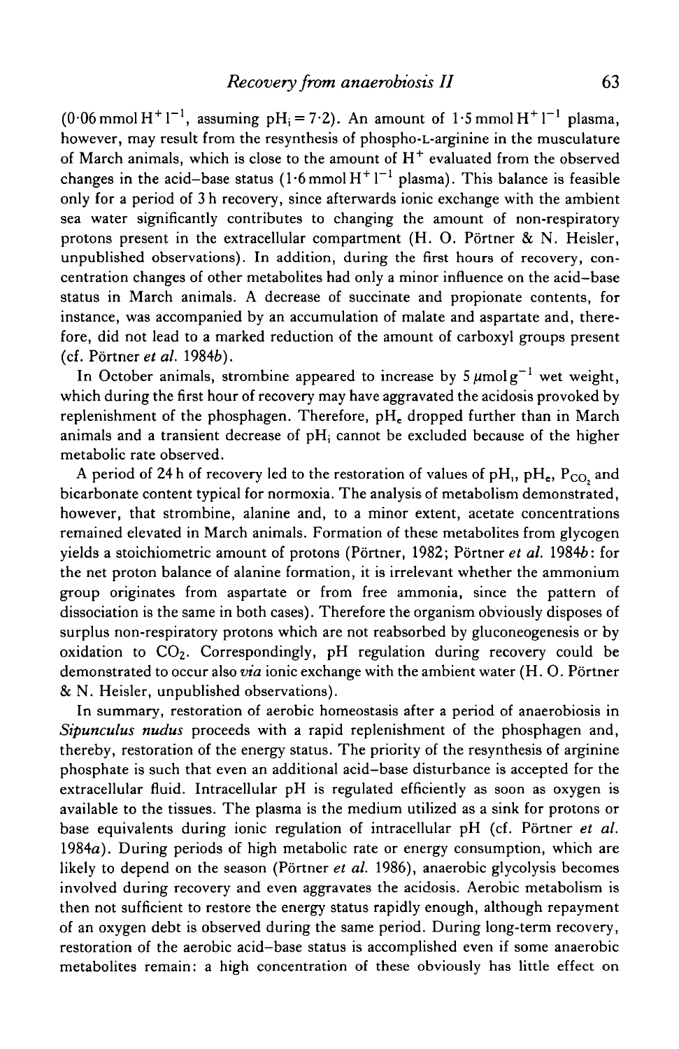($0.06\,mmol\,H^+\,l^{-1}$, assuming $pH_i = 7.2$). An amount of $1.5\,mmol\,H^+\,l^{-1}$ plasma, however, may result from the resynthesis of phospho-L-arginine in the musculature of March animals, which is close to the amount of $H^+$ evaluated from the observed changes in the acid–base status ($1.6\,mmol\,H^+\,l^{-1}$ plasma). This balance is feasible only for a period of 3 h recovery, since afterwards ionic exchange with the ambient sea water significantly contributes to changing the amount of non-respiratory protons present in the extracellular compartment (H. O. Pörtner & N. Heisler, unpublished observations). In addition, during the first hours of recovery, concentration changes of other metabolites had only a minor influence on the acid–base status in March animals. A decrease of succinate and propionate contents, for instance, was accompanied by an accumulation of malate and aspartate and, therefore, did not lead to a marked reduction of the amount of carboxyl groups present (cf. Pörtner *et al.* 1984*b*).

In October animals, strombine appeared to increase by $5\,\mu mol\,g^{-1}$ wet weight, which during the first hour of recovery may have aggravated the acidosis provoked by replenishment of the phosphagen. Therefore, $pH_e$ dropped further than in March animals and a transient decrease of $pH_i$ cannot be excluded because of the higher metabolic rate observed.

A period of 24 h of recovery led to the restoration of values of $pH_i$, $pH_e$, $P_{CO_2}$ and bicarbonate content typical for normoxia. The analysis of metabolism demonstrated, however, that strombine, alanine and, to a minor extent, acetate concentrations remained elevated in March animals. Formation of these metabolites from glycogen yields a stoichiometric amount of protons (Pörtner, 1982; Pörtner *et al.* 1984*b*: for the net proton balance of alanine formation, it is irrelevant whether the ammonium group originates from aspartate or from free ammonia, since the pattern of dissociation is the same in both cases). Therefore the organism obviously disposes of surplus non-respiratory protons which are not reabsorbed by gluconeogenesis or by oxidation to $CO_2$. Correspondingly, pH regulation during recovery could be demonstrated to occur also *via* ionic exchange with the ambient water (H. O. Pörtner & N. Heisler, unpublished observations).

In summary, restoration of aerobic homeostasis after a period of anaerobiosis in *Sipunculus nudus* proceeds with a rapid replenishment of the phosphagen and, thereby, restoration of the energy status. The priority of the resynthesis of arginine phosphate is such that even an additional acid–base disturbance is accepted for the extracellular fluid. Intracellular pH is regulated efficiently as soon as oxygen is available to the tissues. The plasma is the medium utilized as a sink for protons or base equivalents during ionic regulation of intracellular pH (cf. Pörtner *et al.* 1984*a*). During periods of high metabolic rate or energy consumption, which are likely to depend on the season (Pörtner *et al.* 1986), anaerobic glycolysis becomes involved during recovery and even aggravates the acidosis. Aerobic metabolism is then not sufficient to restore the energy status rapidly enough, although repayment of an oxygen debt is observed during the same period. During long-term recovery, restoration of the aerobic acid–base status is accomplished even if some anaerobic metabolites remain: a high concentration of these obviously has little effect on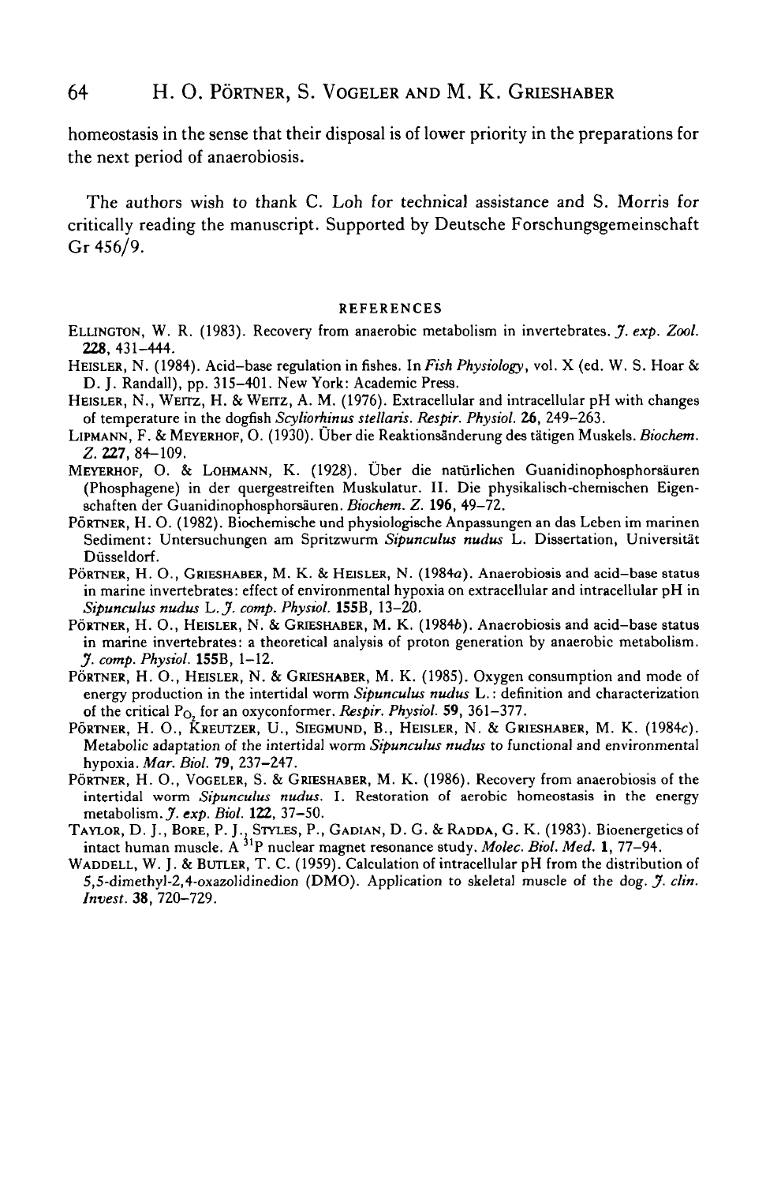homeostasis in the sense that their disposal is of lower priority in the preparations for the next period of anaerobiosis.

The authors wish to thank C. Loh for technical assistance and S. Morris for critically reading the manuscript. Supported by Deutsche Forschungsgemeinschaft Gr 456/9.

## REFERENCES

ELLINGTON, W. R. (1983). Recovery from anaerobic metabolism in invertebrates. *J. exp. Zool.* **228**, 431–444.

HEISLER, N. (1984). Acid–base regulation in fishes. In *Fish Physiology*, vol. X (ed. W. S. Hoar & D. J. Randall), pp. 315–401. New York: Academic Press.

HEISLER, N., WEITZ, H. & WEITZ, A. M. (1976). Extracellular and intracellular pH with changes of temperature in the dogfish *Scyliorhinus stellaris*. *Respir. Physiol.* **26**, 249–263.

LIPMANN, F. & MEYERHOF, O. (1930). Über die Reaktionsänderung des tätigen Muskels. *Biochem. Z.* **227**, 84–109.

MEYERHOF, O. & LOHMANN, K. (1928). Über die natürlichen Guanidinophosphorsäuren (Phosphagene) in der quergestreiften Muskulatur. II. Die physikalisch-chemischen Eigenschaften der Guanidinophosphorsäuren. *Biochem. Z.* **196**, 49–72.

PÖRTNER, H. O. (1982). Biochemische und physiologische Anpassungen an das Leben im marinen Sediment: Untersuchungen am Spritzwurm *Sipunculus nudus* L. Dissertation, Universität Düsseldorf.

PÖRTNER, H. O., GRIESHABER, M. K. & HEISLER, N. (1984*a*). Anaerobiosis and acid–base status in marine invertebrates: effect of environmental hypoxia on extracellular and intracellular pH in *Sipunculus nudus* L. *J. comp. Physiol.* **155B**, 13–20.

PÖRTNER, H. O., HEISLER, N. & GRIESHABER, M. K. (1984*b*). Anaerobiosis and acid–base status in marine invertebrates: a theoretical analysis of proton generation by anaerobic metabolism. *J. comp. Physiol.* **155B**, 1–12.

PÖRTNER, H. O., HEISLER, N. & GRIESHABER, M. K. (1985). Oxygen consumption and mode of energy production in the intertidal worm *Sipunculus nudus* L.: definition and characterization of the critical $P_{O_2}$ for an oxyconformer. *Respir. Physiol.* **59**, 361–377.

PÖRTNER, H. O., KREUTZER, U., SIEGMUND, B., HEISLER, N. & GRIESHABER, M. K. (1984*c*). Metabolic adaptation of the intertidal worm *Sipunculus nudus* to functional and environmental hypoxia. *Mar. Biol.* **79**, 237–247.

PÖRTNER, H. O., VOGELER, S. & GRIESHABER, M. K. (1986). Recovery from anaerobiosis of the intertidal worm *Sipunculus nudus*. I. Restoration of aerobic homeostasis in the energy metabolism. *J. exp. Biol.* **122**, 37–50.

TAYLOR, D. J., BORE, P. J., STYLES, P., GADIAN, D. G. & RADDA, G. K. (1983). Bioenergetics of intact human muscle. A $^{31}P$ nuclear magnet resonance study. *Molec. Biol. Med.* **1**, 77–94.

WADDELL, W. J. & BUTLER, T. C. (1959). Calculation of intracellular pH from the distribution of 5,5-dimethyl-2,4-oxazolidinedion (DMO). Application to skeletal muscle of the dog. *J. clin. Invest.* **38**, 720–729.